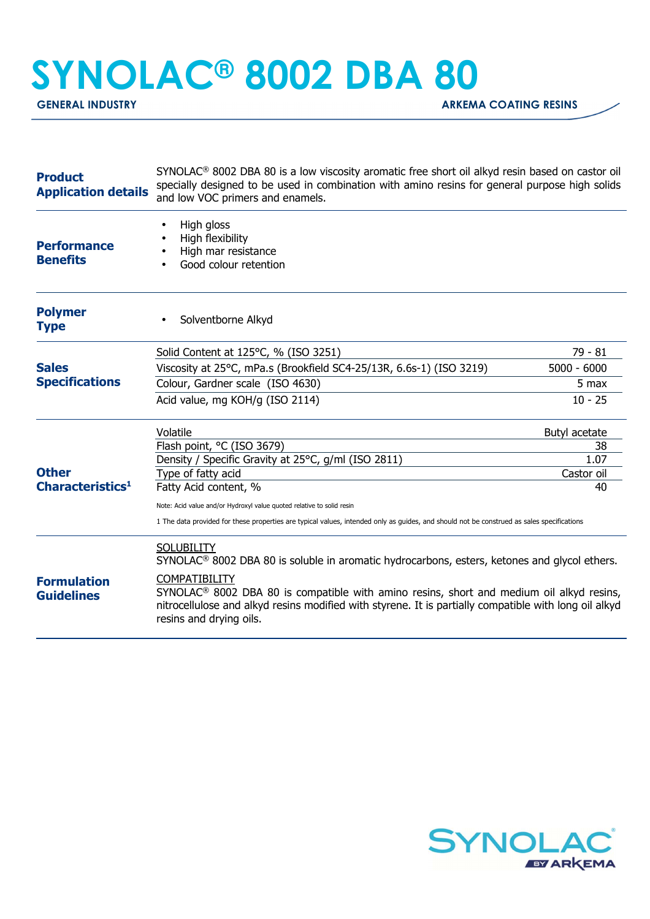# SYNOLAC® 8002 DBA 80

**GENERAL INDUSTRY** — **ARKEMA COATING RESINS**

## Product Application details

SYNOLAC® 8002 DBA 80 is a low viscosity aromatic free short oil alkyd resin based on castor oil specially designed to be used in combination with amino resins for general purpose high solids and low VOC primers and enamels.

## Performance Benefits

- High gloss
- High flexibility
- High mar resistance
- Good colour retention

## Polymer Type

- Solventborne Alkyd

## Sales Specifications

| Property | Value |
|---|---|
| Solid Content at 125°C, % (ISO 3251) | 79 - 81 |
| Viscosity at 25°C, mPa.s (Brookfield SC4-25/13R, 6.6s-1) (ISO 3219) | 5000 - 6000 |
| Colour, Gardner scale (ISO 4630) | 5 max |
| Acid value, mg KOH/g (ISO 2114) | 10 - 25 |

## Other Characteristics[1]

| Property | Value |
|---|---|
| Volatile | Butyl acetate |
| Flash point, °C (ISO 3679) | 38 |
| Density / Specific Gravity at 25°C, g/ml (ISO 2811) | 1.07 |
| Type of fatty acid | Castor oil |
| Fatty Acid content, % | 40 |

Note: Acid value and/or Hydroxyl value quoted relative to solid resin

1 The data provided for these properties are typical values, intended only as guides, and should not be construed as sales specifications

## Formulation Guidelines

SOLUBILITY

SYNOLAC® 8002 DBA 80 is soluble in aromatic hydrocarbons, esters, ketones and glycol ethers.

COMPATIBILITY

SYNOLAC® 8002 DBA 80 is compatible with amino resins, short and medium oil alkyd resins, nitrocellulose and alkyd resins modified with styrene. It is partially compatible with long oil alkyd resins and drying oils.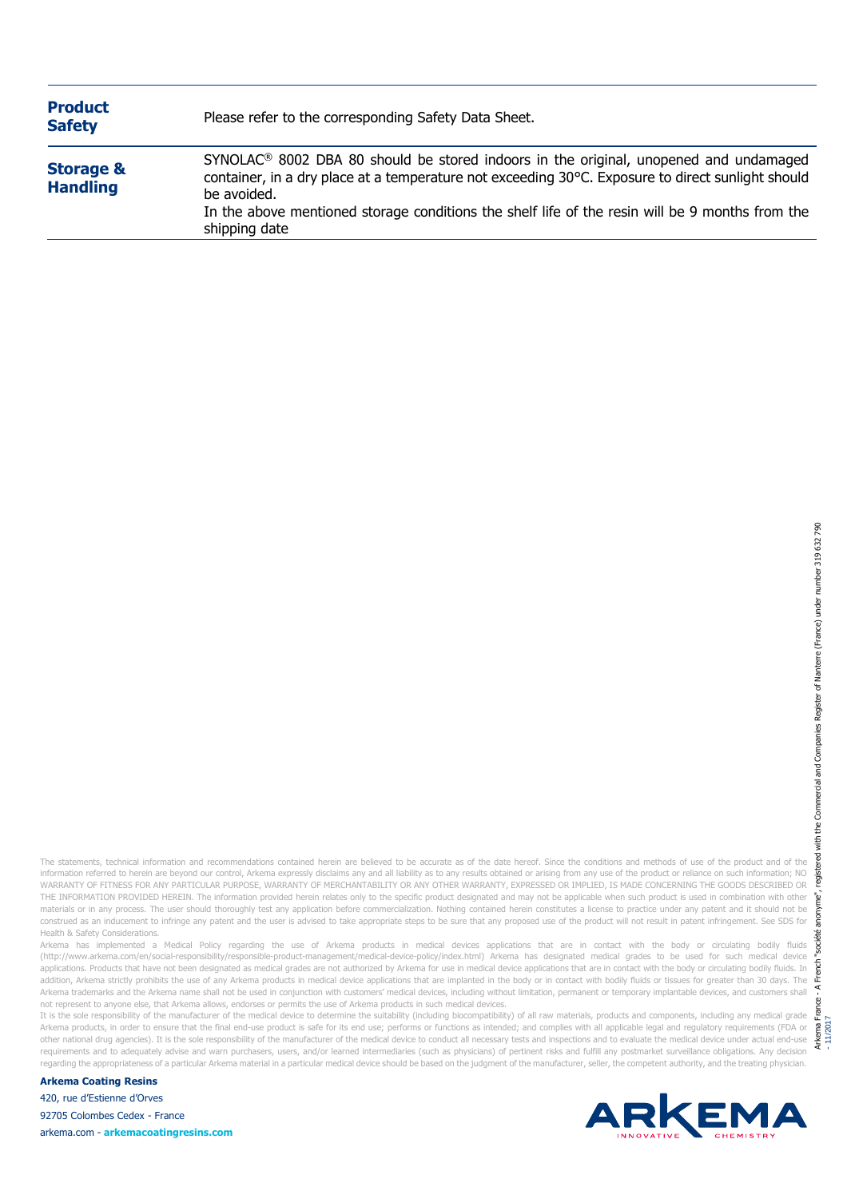| | |
|---|---|
| **Product Safety** | Please refer to the corresponding Safety Data Sheet. |
| **Storage & Handling** | SYNOLAC® 8002 DBA 80 should be stored indoors in the original, unopened and undamaged container, in a dry place at a temperature not exceeding 30°C. Exposure to direct sunlight should be avoided.<br>In the above mentioned storage conditions the shelf life of the resin will be 9 months from the shipping date |

The statements, technical information and recommendations contained herein are believed to be accurate as of the date hereof. Since the conditions and methods of use of the product and of the information referred to herein are beyond our control, Arkema expressly disclaims any and all liability as to any results obtained or arising from any use of the product or reliance on such information; NO WARRANTY OF FITNESS FOR ANY PARTICULAR PURPOSE, WARRANTY OF MERCHANTABILITY OR ANY OTHER WARRANTY, EXPRESSED OR IMPLIED, IS MADE CONCERNING THE GOODS DESCRIBED OR THE INFORMATION PROVIDED HEREIN. The information provided herein relates only to the specific product designated and may not be applicable when such product is used in combination with other materials or in any process. The user should thoroughly test any application before commercialization. Nothing contained herein constitutes a license to practice under any patent and it should not be construed as an inducement to infringe any patent and the user is advised to take appropriate steps to be sure that any proposed use of the product will not result in patent infringement. See SDS for Health & Safety Considerations.

Arkema has implemented a Medical Policy regarding the use of Arkema products in medical devices applications that are in contact with the body or circulating bodily fluids (http://www.arkema.com/en/social-responsibility/responsible-product-management/medical-device-policy/index.html) Arkema has designated medical grades to be used for such medical device applications. Products that have not been designated as medical grades are not authorized by Arkema for use in medical device applications that are in contact with the body or circulating bodily fluids. In addition, Arkema strictly prohibits the use of any Arkema products in medical device applications that are implanted in the body or in contact with bodily fluids or tissues for greater than 30 days. The Arkema trademarks and the Arkema name shall not be used in conjunction with customers' medical devices, including without limitation, permanent or temporary implantable devices, and customers shall not represent to anyone else, that Arkema allows, endorses or permits the use of Arkema products in such medical devices.

It is the sole responsibility of the manufacturer of the medical device to determine the suitability (including biocompatibility) of all raw materials, products and components, including any medical grade Arkema products, in order to ensure that the final end-use product is safe for its end use; performs or functions as intended; and complies with all applicable legal and regulatory requirements (FDA or other national drug agencies). It is the sole responsibility of the manufacturer of the medical device to conduct all necessary tests and inspections and to evaluate the medical device under actual end-use requirements and to adequately advise and warn purchasers, users, and/or learned intermediaries (such as physicians) of pertinent risks and fulfill any postmarket surveillance obligations. Any decision regarding the appropriateness of a particular Arkema material in a particular medical device should be based on the judgment of the manufacturer, seller, the competent authority, and the treating physician.

**Arkema Coating Resins**
420, rue d'Estienne d'Orves
92705 Colombes Cedex - France
arkema.com - **arkemacoatingresins.com**

ARKEMA INNOVATIVE CHEMISTRY

Arkema France - A French "société anonyme", registered with the Commercial and Companies Register of Nanterre (France) under number 319 632 790 - 11/2017